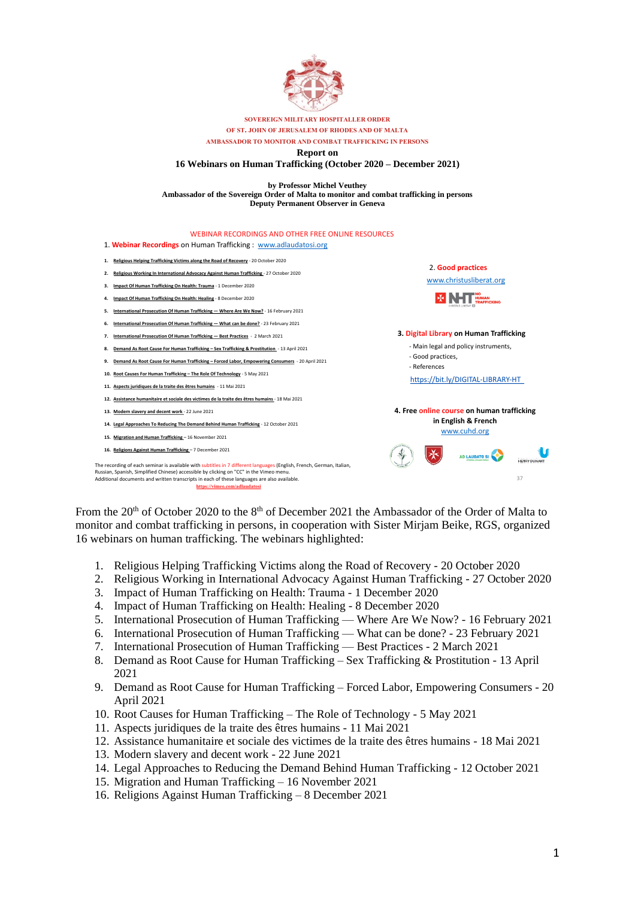SOVEREIGN MILITARY HOSPITALLER ORDER
OF ST. JOHN OF JERUSALEM OF RHODES AND OF MALTA
AMBASSADOR TO MONITOR AND COMBAT TRAFFICKING IN PERSONS

# Report on 16 Webinars on Human Trafficking (October 2020 – December 2021)

**by Professor Michel Veuthey**
**Ambassador of the Sovereign Order of Malta to monitor and combat trafficking in persons**
**Deputy Permanent Observer in Geneva**

WEBINAR RECORDINGS AND OTHER FREE ONLINE RESOURCES

1. **Webinar Recordings** on Human Trafficking : www.adlaudatosi.org

1. Religious Helping Trafficking Victims along the Road of Recovery - 20 October 2020
2. Religious Working In International Advocacy Against Human Trafficking - 27 October 2020
3. Impact Of Human Trafficking On Health: Trauma - 1 December 2020
4. Impact Of Human Trafficking On Health: Healing - 8 December 2020
5. International Prosecution Of Human Trafficking — Where Are We Now? - 16 February 2021
6. International Prosecution Of Human Trafficking — What can be done? - 23 February 2021
7. International Prosecution Of Human Trafficking — Best Practices - 2 March 2021
8. Demand As Root Cause For Human Trafficking – Sex Trafficking & Prostitution - 13 April 2021
9. Demand As Root Cause For Human Trafficking – Forced Labor, Empowering Consumers - 20 April 2021
10. Root Causes For Human Trafficking – The Role Of Technology - 5 May 2021
11. Aspects juridiques de la traite des êtres humains - 11 Mai 2021
12. Assistance humanitaire et sociale des victimes de la traite des êtres humains - 18 Mai 2021
13. Modern slavery and decent work - 22 June 2021
14. Legal Approaches To Reducing The Demand Behind Human Trafficking - 12 October 2021
15. Migration and Human Trafficking – 16 November 2021
16. Religions Against Human Trafficking – 7 December 2021

The recording of each seminar is available with subtitles in 7 different languages (English, French, German, Italian, Russian, Spanish, Simplified Chinese) accessible by clicking on "CC" in the Vimeo menu.
Additional documents and written transcripts in each of these languages are also available.
https://vimeo.com/adlaudatosi

2. **Good practices**
www.christusliberat.org

3. **Digital Library** on Human Trafficking
- Main legal and policy instruments,
- Good practices,
- References

https://bit.ly/DIGITAL-LIBRARY-HT

4. Free **online course** on human trafficking in English & French
www.cuhd.org

From the 20th of October 2020 to the 8th of December 2021 the Ambassador of the Order of Malta to monitor and combat trafficking in persons, in cooperation with Sister Mirjam Beike, RGS, organized 16 webinars on human trafficking. The webinars highlighted:

1. Religious Helping Trafficking Victims along the Road of Recovery - 20 October 2020
2. Religious Working in International Advocacy Against Human Trafficking - 27 October 2020
3. Impact of Human Trafficking on Health: Trauma - 1 December 2020
4. Impact of Human Trafficking on Health: Healing - 8 December 2020
5. International Prosecution of Human Trafficking — Where Are We Now? - 16 February 2021
6. International Prosecution of Human Trafficking — What can be done? - 23 February 2021
7. International Prosecution of Human Trafficking — Best Practices - 2 March 2021
8. Demand as Root Cause for Human Trafficking – Sex Trafficking & Prostitution - 13 April 2021
9. Demand as Root Cause for Human Trafficking – Forced Labor, Empowering Consumers - 20 April 2021
10. Root Causes for Human Trafficking – The Role of Technology - 5 May 2021
11. Aspects juridiques de la traite des êtres humains - 11 Mai 2021
12. Assistance humanitaire et sociale des victimes de la traite des êtres humains - 18 Mai 2021
13. Modern slavery and decent work - 22 June 2021
14. Legal Approaches to Reducing the Demand Behind Human Trafficking - 12 October 2021
15. Migration and Human Trafficking – 16 November 2021
16. Religions Against Human Trafficking – 8 December 2021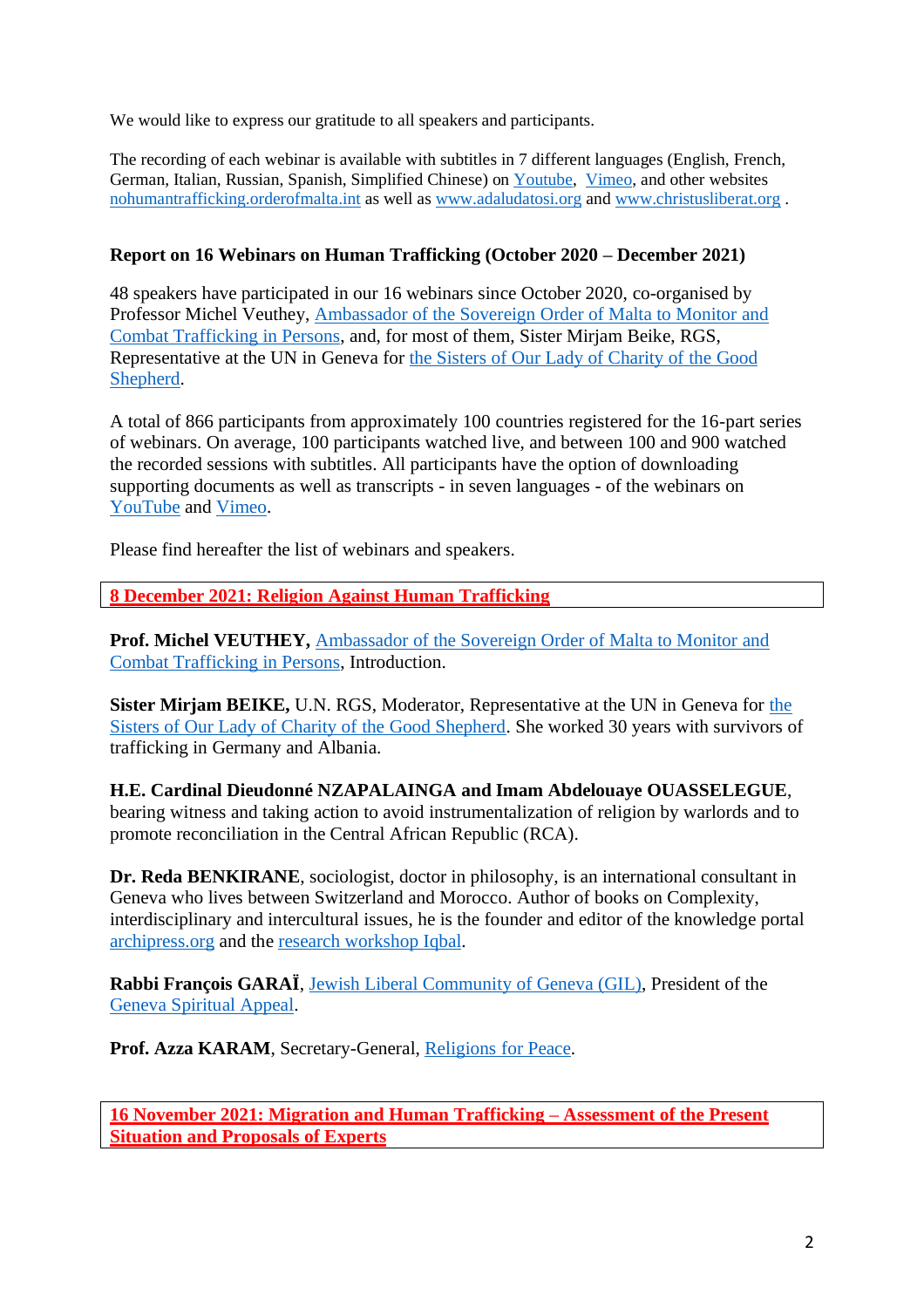We would like to express our gratitude to all speakers and participants.

The recording of each webinar is available with subtitles in 7 different languages (English, French, German, Italian, Russian, Spanish, Simplified Chinese) on Youtube, Vimeo, and other websites nohumantrafficking.orderofmalta.int as well as www.adaludatosi.org and www.christusliberat.org .

**Report on 16 Webinars on Human Trafficking (October 2020 – December 2021)**

48 speakers have participated in our 16 webinars since October 2020, co-organised by Professor Michel Veuthey, Ambassador of the Sovereign Order of Malta to Monitor and Combat Trafficking in Persons, and, for most of them, Sister Mirjam Beike, RGS, Representative at the UN in Geneva for the Sisters of Our Lady of Charity of the Good Shepherd.

A total of 866 participants from approximately 100 countries registered for the 16-part series of webinars. On average, 100 participants watched live, and between 100 and 900 watched the recorded sessions with subtitles. All participants have the option of downloading supporting documents as well as transcripts - in seven languages - of the webinars on YouTube and Vimeo.

Please find hereafter the list of webinars and speakers.

**8 December 2021: Religion Against Human Trafficking**

**Prof. Michel VEUTHEY,** Ambassador of the Sovereign Order of Malta to Monitor and Combat Trafficking in Persons, Introduction.

**Sister Mirjam BEIKE,** U.N. RGS, Moderator, Representative at the UN in Geneva for the Sisters of Our Lady of Charity of the Good Shepherd. She worked 30 years with survivors of trafficking in Germany and Albania.

**H.E. Cardinal Dieudonné NZAPALAINGA and Imam Abdelouaye OUASSELEGUE**, bearing witness and taking action to avoid instrumentalization of religion by warlords and to promote reconciliation in the Central African Republic (RCA).

**Dr. Reda BENKIRANE**, sociologist, doctor in philosophy, is an international consultant in Geneva who lives between Switzerland and Morocco. Author of books on Complexity, interdisciplinary and intercultural issues, he is the founder and editor of the knowledge portal archipress.org and the research workshop Iqbal.

**Rabbi François GARAÏ**, Jewish Liberal Community of Geneva (GIL), President of the Geneva Spiritual Appeal.

**Prof. Azza KARAM**, Secretary-General, Religions for Peace.

**16 November 2021: Migration and Human Trafficking – Assessment of the Present Situation and Proposals of Experts**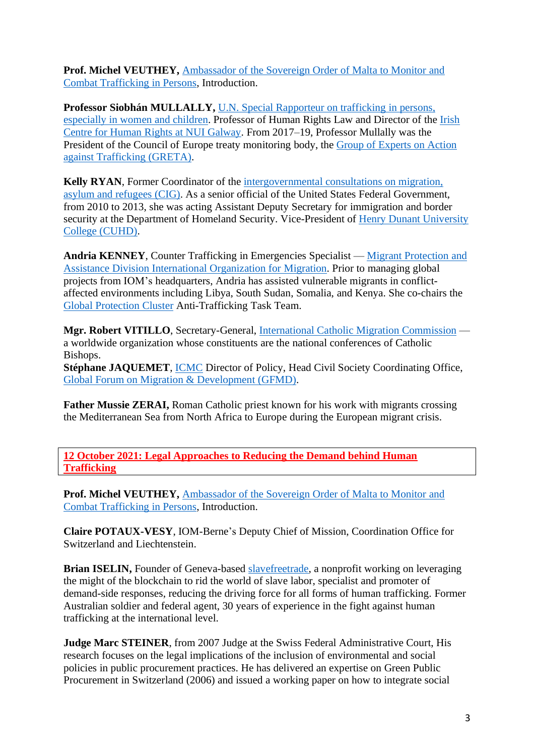**Prof. Michel VEUTHEY,** Ambassador of the Sovereign Order of Malta to Monitor and Combat Trafficking in Persons, Introduction.

**Professor Siobhán MULLALLY,** U.N. Special Rapporteur on trafficking in persons, especially in women and children. Professor of Human Rights Law and Director of the Irish Centre for Human Rights at NUI Galway. From 2017–19, Professor Mullally was the President of the Council of Europe treaty monitoring body, the Group of Experts on Action against Trafficking (GRETA).

**Kelly RYAN**, Former Coordinator of the intergovernmental consultations on migration, asylum and refugees (CIG). As a senior official of the United States Federal Government, from 2010 to 2013, she was acting Assistant Deputy Secretary for immigration and border security at the Department of Homeland Security. Vice-President of Henry Dunant University College (CUHD).

**Andria KENNEY**, Counter Trafficking in Emergencies Specialist — Migrant Protection and Assistance Division International Organization for Migration. Prior to managing global projects from IOM's headquarters, Andria has assisted vulnerable migrants in conflict-affected environments including Libya, South Sudan, Somalia, and Kenya. She co-chairs the Global Protection Cluster Anti-Trafficking Task Team.

**Mgr. Robert VITILLO**, Secretary-General, International Catholic Migration Commission — a worldwide organization whose constituents are the national conferences of Catholic Bishops.
**Stéphane JAQUEMET**, ICMC Director of Policy, Head Civil Society Coordinating Office, Global Forum on Migration & Development (GFMD).

**Father Mussie ZERAI,** Roman Catholic priest known for his work with migrants crossing the Mediterranean Sea from North Africa to Europe during the European migrant crisis.

## 12 October 2021: Legal Approaches to Reducing the Demand behind Human Trafficking

**Prof. Michel VEUTHEY,** Ambassador of the Sovereign Order of Malta to Monitor and Combat Trafficking in Persons, Introduction.

**Claire POTAUX-VESY**, IOM-Berne's Deputy Chief of Mission, Coordination Office for Switzerland and Liechtenstein.

**Brian ISELIN,** Founder of Geneva-based slavefreetrade, a nonprofit working on leveraging the might of the blockchain to rid the world of slave labor, specialist and promoter of demand-side responses, reducing the driving force for all forms of human trafficking. Former Australian soldier and federal agent, 30 years of experience in the fight against human trafficking at the international level.

**Judge Marc STEINER**, from 2007 Judge at the Swiss Federal Administrative Court, His research focuses on the legal implications of the inclusion of environmental and social policies in public procurement practices. He has delivered an expertise on Green Public Procurement in Switzerland (2006) and issued a working paper on how to integrate social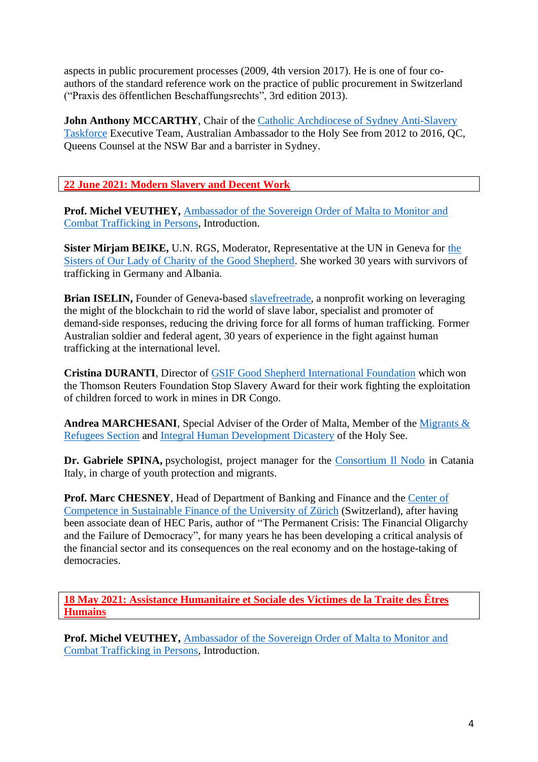aspects in public procurement processes (2009, 4th version 2017). He is one of four co-authors of the standard reference work on the practice of public procurement in Switzerland ("Praxis des öffentlichen Beschaffungsrechts", 3rd edition 2013).

**John Anthony MCCARTHY**, Chair of the Catholic Archdiocese of Sydney Anti-Slavery Taskforce Executive Team, Australian Ambassador to the Holy See from 2012 to 2016, QC, Queens Counsel at the NSW Bar and a barrister in Sydney.

## 22 June 2021: Modern Slavery and Decent Work

**Prof. Michel VEUTHEY,** Ambassador of the Sovereign Order of Malta to Monitor and Combat Trafficking in Persons, Introduction.

**Sister Mirjam BEIKE,** U.N. RGS, Moderator, Representative at the UN in Geneva for the Sisters of Our Lady of Charity of the Good Shepherd. She worked 30 years with survivors of trafficking in Germany and Albania.

**Brian ISELIN,** Founder of Geneva-based slavefreetrade, a nonprofit working on leveraging the might of the blockchain to rid the world of slave labor, specialist and promoter of demand-side responses, reducing the driving force for all forms of human trafficking. Former Australian soldier and federal agent, 30 years of experience in the fight against human trafficking at the international level.

**Cristina DURANTI**, Director of GSIF Good Shepherd International Foundation which won the Thomson Reuters Foundation Stop Slavery Award for their work fighting the exploitation of children forced to work in mines in DR Congo.

**Andrea MARCHESANI**, Special Adviser of the Order of Malta, Member of the Migrants & Refugees Section and Integral Human Development Dicastery of the Holy See.

**Dr. Gabriele SPINA,** psychologist, project manager for the Consortium Il Nodo in Catania Italy, in charge of youth protection and migrants.

**Prof. Marc CHESNEY**, Head of Department of Banking and Finance and the Center of Competence in Sustainable Finance of the University of Zürich (Switzerland), after having been associate dean of HEC Paris, author of "The Permanent Crisis: The Financial Oligarchy and the Failure of Democracy", for many years he has been developing a critical analysis of the financial sector and its consequences on the real economy and on the hostage-taking of democracies.

## 18 May 2021: Assistance Humanitaire et Sociale des Victimes de la Traite des Êtres Humains

**Prof. Michel VEUTHEY,** Ambassador of the Sovereign Order of Malta to Monitor and Combat Trafficking in Persons, Introduction.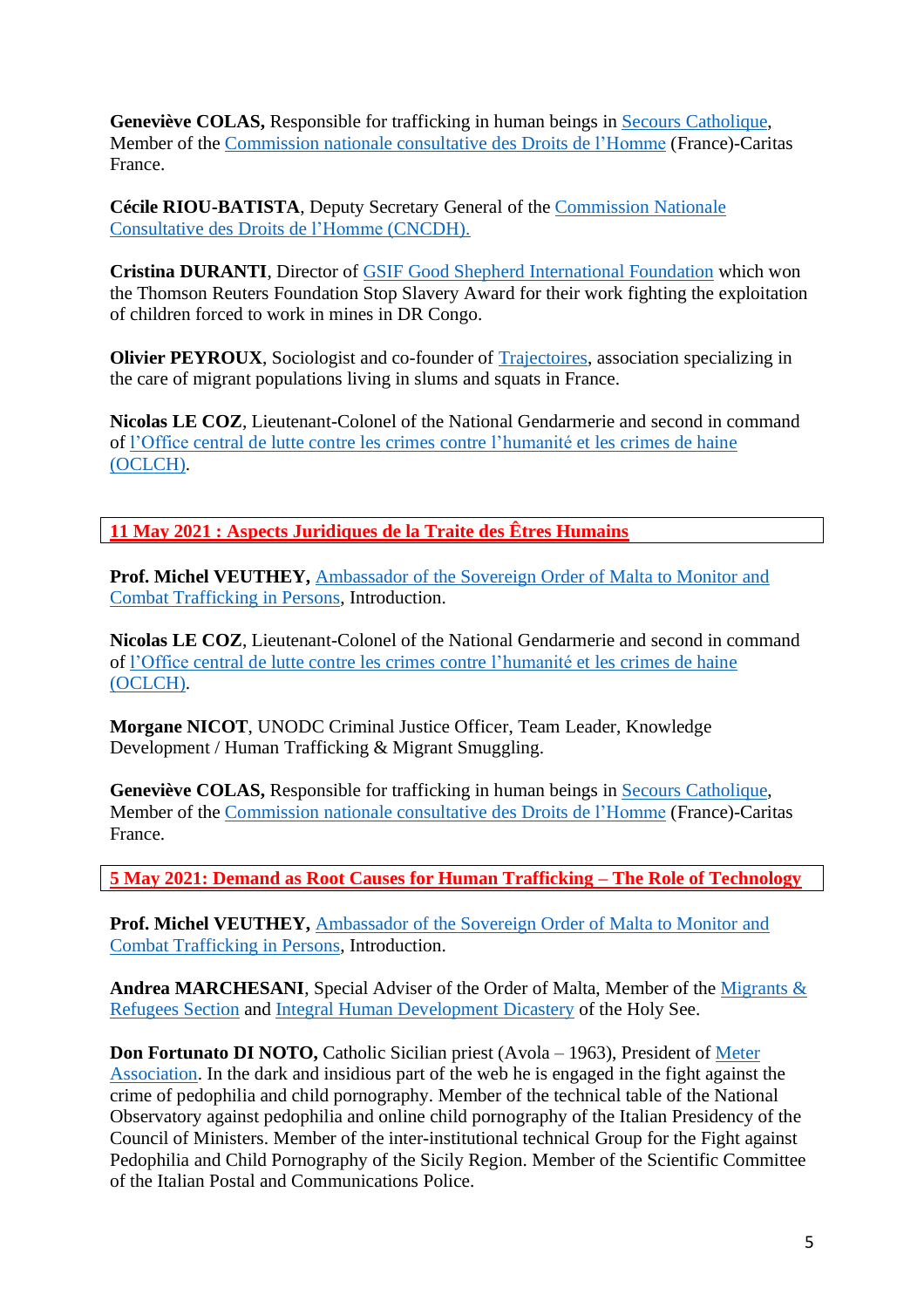**Geneviève COLAS,** Responsible for trafficking in human beings in Secours Catholique, Member of the Commission nationale consultative des Droits de l'Homme (France)-Caritas France.

**Cécile RIOU-BATISTA**, Deputy Secretary General of the Commission Nationale Consultative des Droits de l'Homme (CNCDH).

**Cristina DURANTI**, Director of GSIF Good Shepherd International Foundation which won the Thomson Reuters Foundation Stop Slavery Award for their work fighting the exploitation of children forced to work in mines in DR Congo.

**Olivier PEYROUX**, Sociologist and co-founder of Trajectoires, association specializing in the care of migrant populations living in slums and squats in France.

**Nicolas LE COZ**, Lieutenant-Colonel of the National Gendarmerie and second in command of l'Office central de lutte contre les crimes contre l'humanité et les crimes de haine (OCLCH).

## 11 May 2021 : Aspects Juridiques de la Traite des Êtres Humains

**Prof. Michel VEUTHEY,** Ambassador of the Sovereign Order of Malta to Monitor and Combat Trafficking in Persons, Introduction.

**Nicolas LE COZ**, Lieutenant-Colonel of the National Gendarmerie and second in command of l'Office central de lutte contre les crimes contre l'humanité et les crimes de haine (OCLCH).

**Morgane NICOT**, UNODC Criminal Justice Officer, Team Leader, Knowledge Development / Human Trafficking & Migrant Smuggling.

**Geneviève COLAS,** Responsible for trafficking in human beings in Secours Catholique, Member of the Commission nationale consultative des Droits de l'Homme (France)-Caritas France.

## 5 May 2021: Demand as Root Causes for Human Trafficking – The Role of Technology

**Prof. Michel VEUTHEY,** Ambassador of the Sovereign Order of Malta to Monitor and Combat Trafficking in Persons, Introduction.

**Andrea MARCHESANI**, Special Adviser of the Order of Malta, Member of the Migrants & Refugees Section and Integral Human Development Dicastery of the Holy See.

**Don Fortunato DI NOTO,** Catholic Sicilian priest (Avola – 1963), President of Meter Association. In the dark and insidious part of the web he is engaged in the fight against the crime of pedophilia and child pornography. Member of the technical table of the National Observatory against pedophilia and online child pornography of the Italian Presidency of the Council of Ministers. Member of the inter-institutional technical Group for the Fight against Pedophilia and Child Pornography of the Sicily Region. Member of the Scientific Committee of the Italian Postal and Communications Police.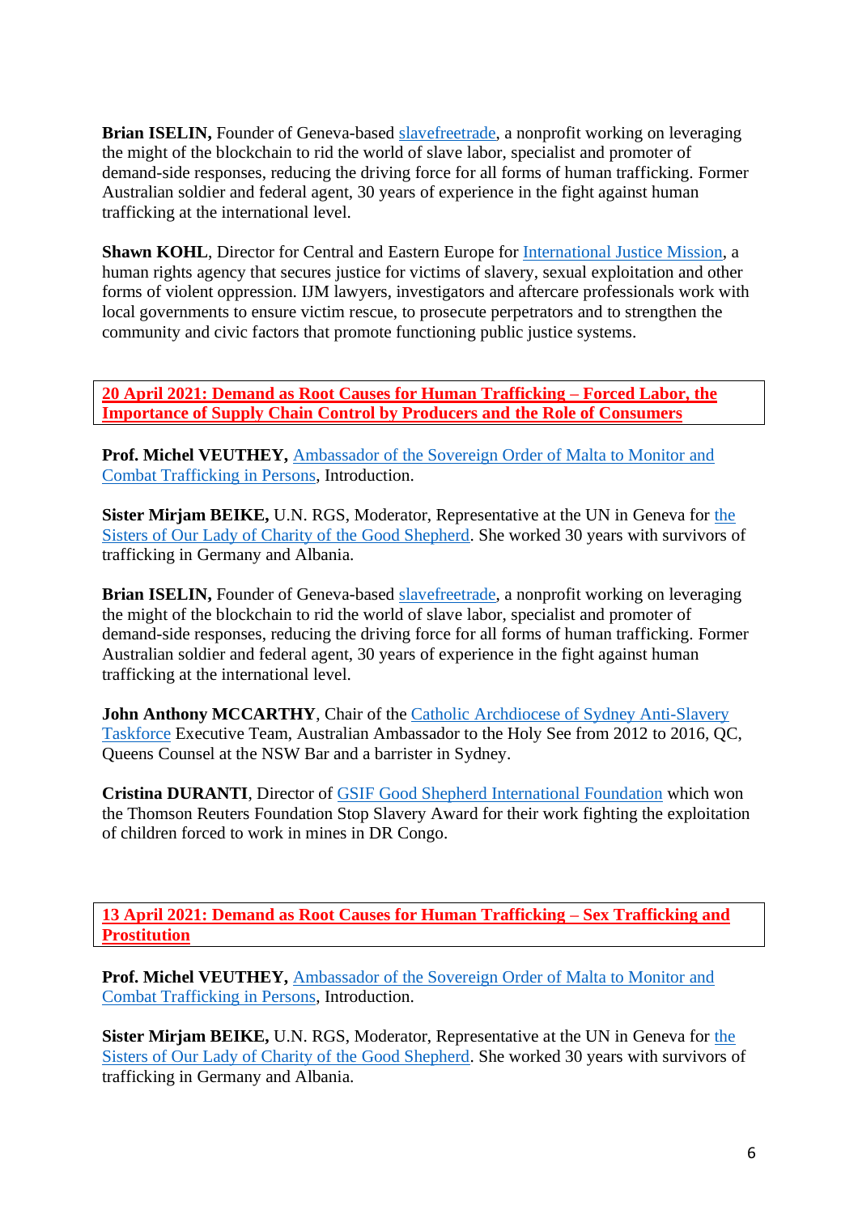**Brian ISELIN,** Founder of Geneva-based slavefreetrade, a nonprofit working on leveraging the might of the blockchain to rid the world of slave labor, specialist and promoter of demand-side responses, reducing the driving force for all forms of human trafficking. Former Australian soldier and federal agent, 30 years of experience in the fight against human trafficking at the international level.

**Shawn KOHL**, Director for Central and Eastern Europe for International Justice Mission, a human rights agency that secures justice for victims of slavery, sexual exploitation and other forms of violent oppression. IJM lawyers, investigators and aftercare professionals work with local governments to ensure victim rescue, to prosecute perpetrators and to strengthen the community and civic factors that promote functioning public justice systems.

## 20 April 2021: Demand as Root Causes for Human Trafficking – Forced Labor, the Importance of Supply Chain Control by Producers and the Role of Consumers

**Prof. Michel VEUTHEY,** Ambassador of the Sovereign Order of Malta to Monitor and Combat Trafficking in Persons, Introduction.

**Sister Mirjam BEIKE,** U.N. RGS, Moderator, Representative at the UN in Geneva for the Sisters of Our Lady of Charity of the Good Shepherd. She worked 30 years with survivors of trafficking in Germany and Albania.

**Brian ISELIN,** Founder of Geneva-based slavefreetrade, a nonprofit working on leveraging the might of the blockchain to rid the world of slave labor, specialist and promoter of demand-side responses, reducing the driving force for all forms of human trafficking. Former Australian soldier and federal agent, 30 years of experience in the fight against human trafficking at the international level.

**John Anthony MCCARTHY**, Chair of the Catholic Archdiocese of Sydney Anti-Slavery Taskforce Executive Team, Australian Ambassador to the Holy See from 2012 to 2016, QC, Queens Counsel at the NSW Bar and a barrister in Sydney.

**Cristina DURANTI**, Director of GSIF Good Shepherd International Foundation which won the Thomson Reuters Foundation Stop Slavery Award for their work fighting the exploitation of children forced to work in mines in DR Congo.

## 13 April 2021: Demand as Root Causes for Human Trafficking – Sex Trafficking and Prostitution

**Prof. Michel VEUTHEY,** Ambassador of the Sovereign Order of Malta to Monitor and Combat Trafficking in Persons, Introduction.

**Sister Mirjam BEIKE,** U.N. RGS, Moderator, Representative at the UN in Geneva for the Sisters of Our Lady of Charity of the Good Shepherd. She worked 30 years with survivors of trafficking in Germany and Albania.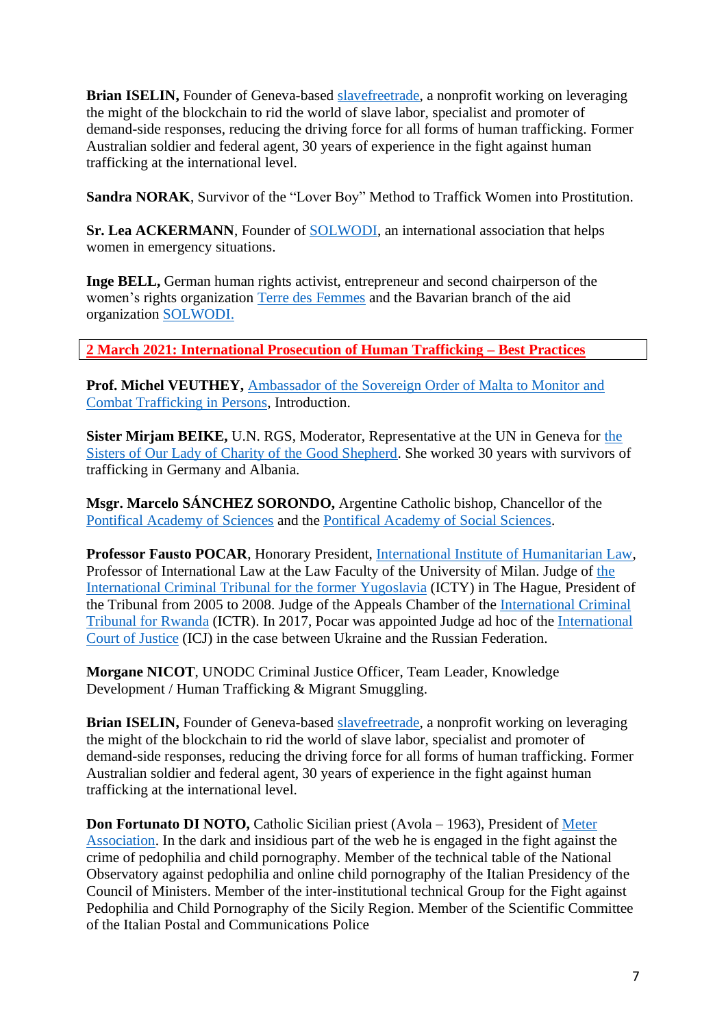**Brian ISELIN,** Founder of Geneva-based slavefreetrade, a nonprofit working on leveraging the might of the blockchain to rid the world of slave labor, specialist and promoter of demand-side responses, reducing the driving force for all forms of human trafficking. Former Australian soldier and federal agent, 30 years of experience in the fight against human trafficking at the international level.

**Sandra NORAK**, Survivor of the "Lover Boy" Method to Traffick Women into Prostitution.

**Sr. Lea ACKERMANN**, Founder of SOLWODI, an international association that helps women in emergency situations.

**Inge BELL,** German human rights activist, entrepreneur and second chairperson of the women's rights organization Terre des Femmes and the Bavarian branch of the aid organization SOLWODI.

## 2 March 2021: International Prosecution of Human Trafficking – Best Practices

**Prof. Michel VEUTHEY,** Ambassador of the Sovereign Order of Malta to Monitor and Combat Trafficking in Persons, Introduction.

**Sister Mirjam BEIKE,** U.N. RGS, Moderator, Representative at the UN in Geneva for the Sisters of Our Lady of Charity of the Good Shepherd. She worked 30 years with survivors of trafficking in Germany and Albania.

**Msgr. Marcelo SÁNCHEZ SORONDO,** Argentine Catholic bishop, Chancellor of the Pontifical Academy of Sciences and the Pontifical Academy of Social Sciences.

**Professor Fausto POCAR**, Honorary President, International Institute of Humanitarian Law, Professor of International Law at the Law Faculty of the University of Milan. Judge of the International Criminal Tribunal for the former Yugoslavia (ICTY) in The Hague, President of the Tribunal from 2005 to 2008. Judge of the Appeals Chamber of the International Criminal Tribunal for Rwanda (ICTR). In 2017, Pocar was appointed Judge ad hoc of the International Court of Justice (ICJ) in the case between Ukraine and the Russian Federation.

**Morgane NICOT**, UNODC Criminal Justice Officer, Team Leader, Knowledge Development / Human Trafficking & Migrant Smuggling.

**Brian ISELIN,** Founder of Geneva-based slavefreetrade, a nonprofit working on leveraging the might of the blockchain to rid the world of slave labor, specialist and promoter of demand-side responses, reducing the driving force for all forms of human trafficking. Former Australian soldier and federal agent, 30 years of experience in the fight against human trafficking at the international level.

**Don Fortunato DI NOTO,** Catholic Sicilian priest (Avola – 1963), President of Meter Association. In the dark and insidious part of the web he is engaged in the fight against the crime of pedophilia and child pornography. Member of the technical table of the National Observatory against pedophilia and online child pornography of the Italian Presidency of the Council of Ministers. Member of the inter-institutional technical Group for the Fight against Pedophilia and Child Pornography of the Sicily Region. Member of the Scientific Committee of the Italian Postal and Communications Police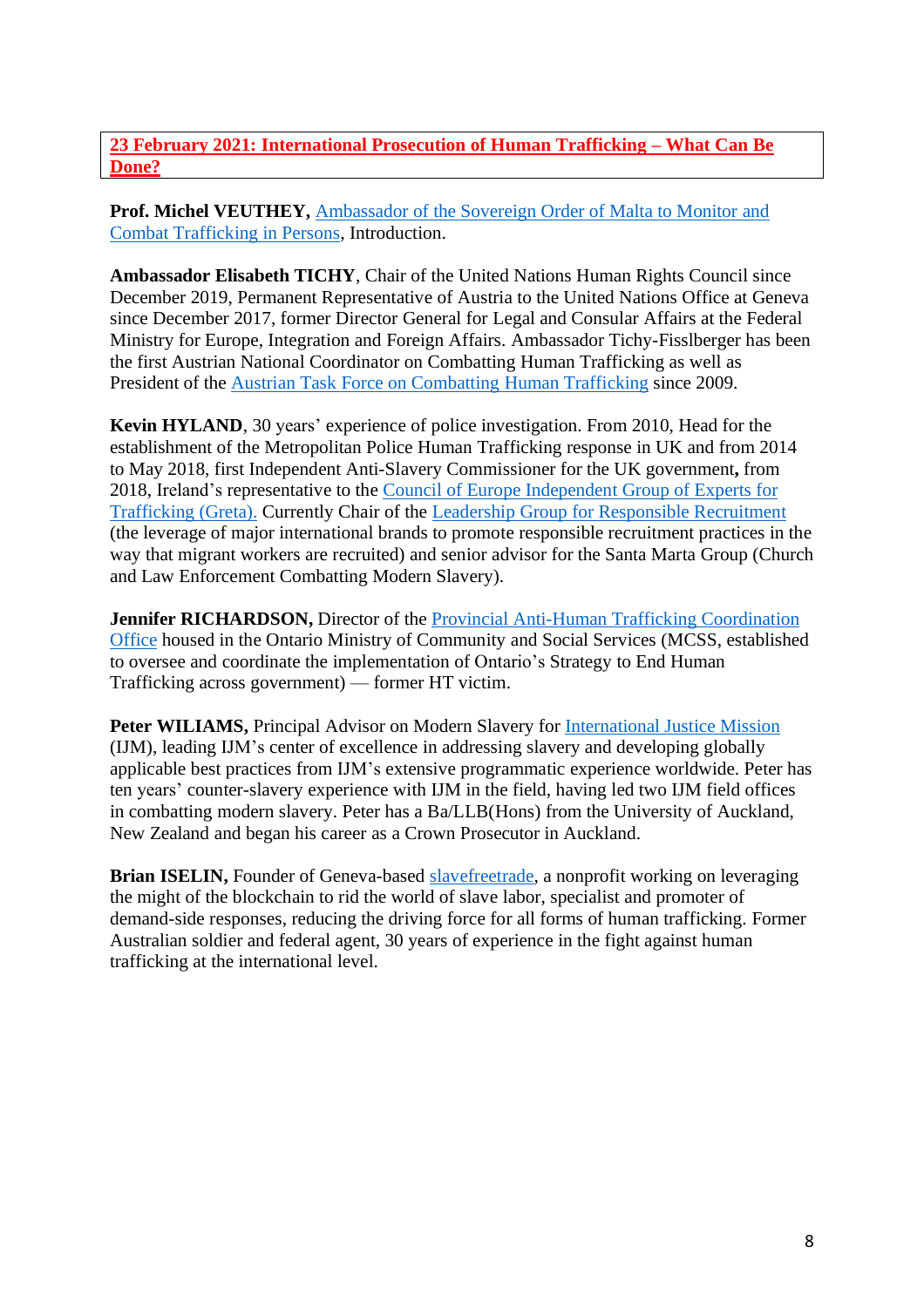**23 February 2021: International Prosecution of Human Trafficking – What Can Be Done?**

**Prof. Michel VEUTHEY,** Ambassador of the Sovereign Order of Malta to Monitor and Combat Trafficking in Persons, Introduction.

**Ambassador Elisabeth TICHY**, Chair of the United Nations Human Rights Council since December 2019, Permanent Representative of Austria to the United Nations Office at Geneva since December 2017, former Director General for Legal and Consular Affairs at the Federal Ministry for Europe, Integration and Foreign Affairs. Ambassador Tichy-Fisslberger has been the first Austrian National Coordinator on Combatting Human Trafficking as well as President of the Austrian Task Force on Combatting Human Trafficking since 2009.

**Kevin HYLAND**, 30 years' experience of police investigation. From 2010, Head for the establishment of the Metropolitan Police Human Trafficking response in UK and from 2014 to May 2018, first Independent Anti-Slavery Commissioner for the UK government**,** from 2018, Ireland's representative to the Council of Europe Independent Group of Experts for Trafficking (Greta). Currently Chair of the Leadership Group for Responsible Recruitment (the leverage of major international brands to promote responsible recruitment practices in the way that migrant workers are recruited) and senior advisor for the Santa Marta Group (Church and Law Enforcement Combatting Modern Slavery).

**Jennifer RICHARDSON,** Director of the Provincial Anti-Human Trafficking Coordination Office housed in the Ontario Ministry of Community and Social Services (MCSS, established to oversee and coordinate the implementation of Ontario's Strategy to End Human Trafficking across government) — former HT victim.

**Peter WILIAMS,** Principal Advisor on Modern Slavery for International Justice Mission (IJM), leading IJM's center of excellence in addressing slavery and developing globally applicable best practices from IJM's extensive programmatic experience worldwide. Peter has ten years' counter-slavery experience with IJM in the field, having led two IJM field offices in combatting modern slavery. Peter has a Ba/LLB(Hons) from the University of Auckland, New Zealand and began his career as a Crown Prosecutor in Auckland.

**Brian ISELIN,** Founder of Geneva-based slavefreetrade, a nonprofit working on leveraging the might of the blockchain to rid the world of slave labor, specialist and promoter of demand-side responses, reducing the driving force for all forms of human trafficking. Former Australian soldier and federal agent, 30 years of experience in the fight against human trafficking at the international level.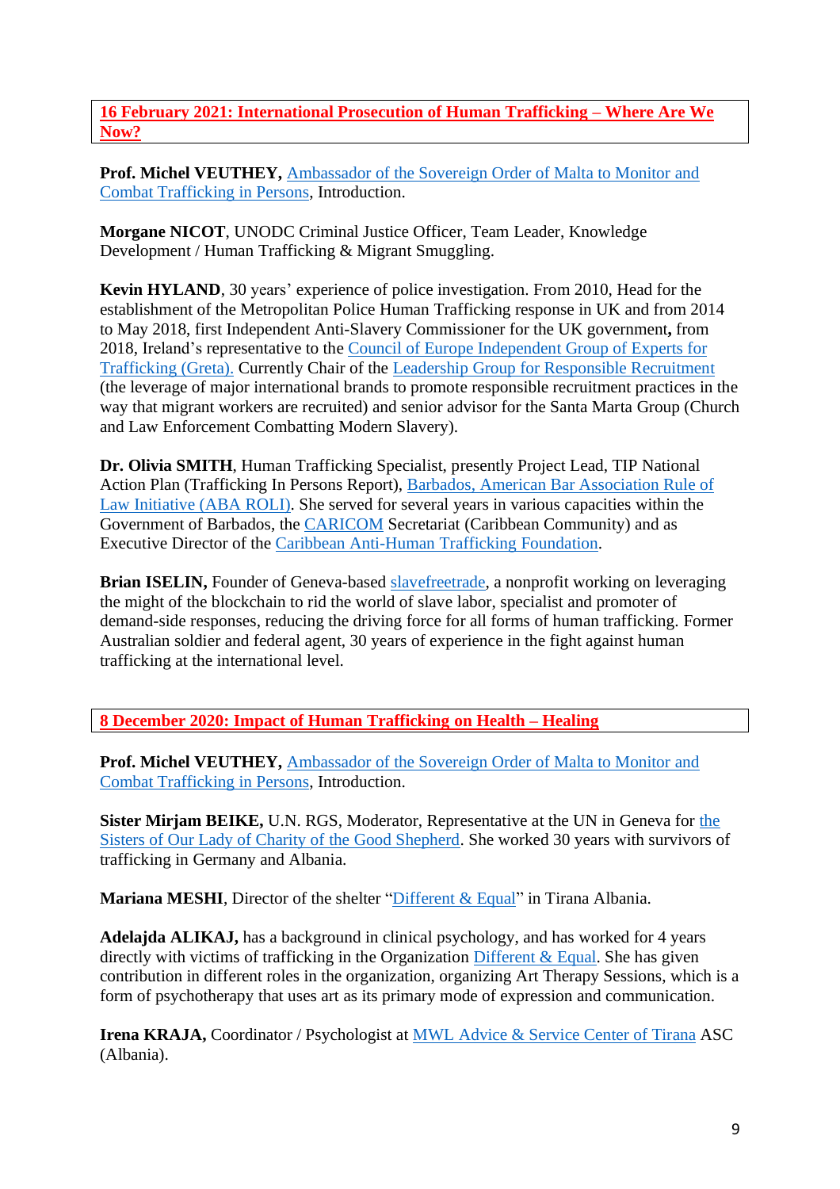## 16 February 2021: International Prosecution of Human Trafficking – Where Are We Now?

**Prof. Michel VEUTHEY,** Ambassador of the Sovereign Order of Malta to Monitor and Combat Trafficking in Persons, Introduction.

**Morgane NICOT**, UNODC Criminal Justice Officer, Team Leader, Knowledge Development / Human Trafficking & Migrant Smuggling.

**Kevin HYLAND**, 30 years' experience of police investigation. From 2010, Head for the establishment of the Metropolitan Police Human Trafficking response in UK and from 2014 to May 2018, first Independent Anti-Slavery Commissioner for the UK government**,** from 2018, Ireland's representative to the Council of Europe Independent Group of Experts for Trafficking (Greta). Currently Chair of the Leadership Group for Responsible Recruitment (the leverage of major international brands to promote responsible recruitment practices in the way that migrant workers are recruited) and senior advisor for the Santa Marta Group (Church and Law Enforcement Combatting Modern Slavery).

**Dr. Olivia SMITH**, Human Trafficking Specialist, presently Project Lead, TIP National Action Plan (Trafficking In Persons Report), Barbados, American Bar Association Rule of Law Initiative (ABA ROLI). She served for several years in various capacities within the Government of Barbados, the CARICOM Secretariat (Caribbean Community) and as Executive Director of the Caribbean Anti-Human Trafficking Foundation.

**Brian ISELIN,** Founder of Geneva-based slavefreetrade, a nonprofit working on leveraging the might of the blockchain to rid the world of slave labor, specialist and promoter of demand-side responses, reducing the driving force for all forms of human trafficking. Former Australian soldier and federal agent, 30 years of experience in the fight against human trafficking at the international level.

## 8 December 2020: Impact of Human Trafficking on Health – Healing

**Prof. Michel VEUTHEY,** Ambassador of the Sovereign Order of Malta to Monitor and Combat Trafficking in Persons, Introduction.

**Sister Mirjam BEIKE,** U.N. RGS, Moderator, Representative at the UN in Geneva for the Sisters of Our Lady of Charity of the Good Shepherd. She worked 30 years with survivors of trafficking in Germany and Albania.

**Mariana MESHI**, Director of the shelter "Different & Equal" in Tirana Albania.

**Adelajda ALIKAJ,** has a background in clinical psychology, and has worked for 4 years directly with victims of trafficking in the Organization Different & Equal. She has given contribution in different roles in the organization, organizing Art Therapy Sessions, which is a form of psychotherapy that uses art as its primary mode of expression and communication.

**Irena KRAJA,** Coordinator / Psychologist at MWL Advice & Service Center of Tirana ASC (Albania).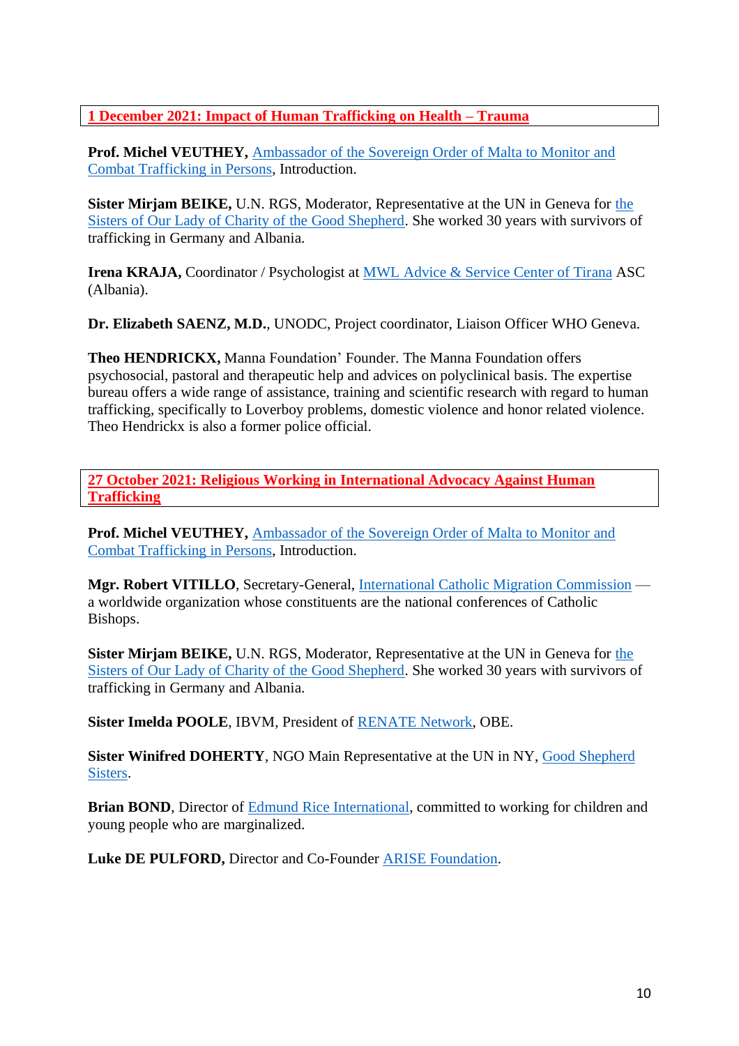## 1 December 2021: Impact of Human Trafficking on Health – Trauma

**Prof. Michel VEUTHEY,** Ambassador of the Sovereign Order of Malta to Monitor and Combat Trafficking in Persons, Introduction.

**Sister Mirjam BEIKE,** U.N. RGS, Moderator, Representative at the UN in Geneva for the Sisters of Our Lady of Charity of the Good Shepherd. She worked 30 years with survivors of trafficking in Germany and Albania.

**Irena KRAJA,** Coordinator / Psychologist at MWL Advice & Service Center of Tirana ASC (Albania).

**Dr. Elizabeth SAENZ, M.D.**, UNODC, Project coordinator, Liaison Officer WHO Geneva.

**Theo HENDRICKX,** Manna Foundation' Founder. The Manna Foundation offers psychosocial, pastoral and therapeutic help and advices on polyclinical basis. The expertise bureau offers a wide range of assistance, training and scientific research with regard to human trafficking, specifically to Loverboy problems, domestic violence and honor related violence. Theo Hendrickx is also a former police official.

## 27 October 2021: Religious Working in International Advocacy Against Human Trafficking

**Prof. Michel VEUTHEY,** Ambassador of the Sovereign Order of Malta to Monitor and Combat Trafficking in Persons, Introduction.

**Mgr. Robert VITILLO**, Secretary-General, International Catholic Migration Commission — a worldwide organization whose constituents are the national conferences of Catholic Bishops.

**Sister Mirjam BEIKE,** U.N. RGS, Moderator, Representative at the UN in Geneva for the Sisters of Our Lady of Charity of the Good Shepherd. She worked 30 years with survivors of trafficking in Germany and Albania.

**Sister Imelda POOLE**, IBVM, President of RENATE Network, OBE.

**Sister Winifred DOHERTY**, NGO Main Representative at the UN in NY, Good Shepherd Sisters.

**Brian BOND**, Director of Edmund Rice International, committed to working for children and young people who are marginalized.

**Luke DE PULFORD,** Director and Co-Founder ARISE Foundation.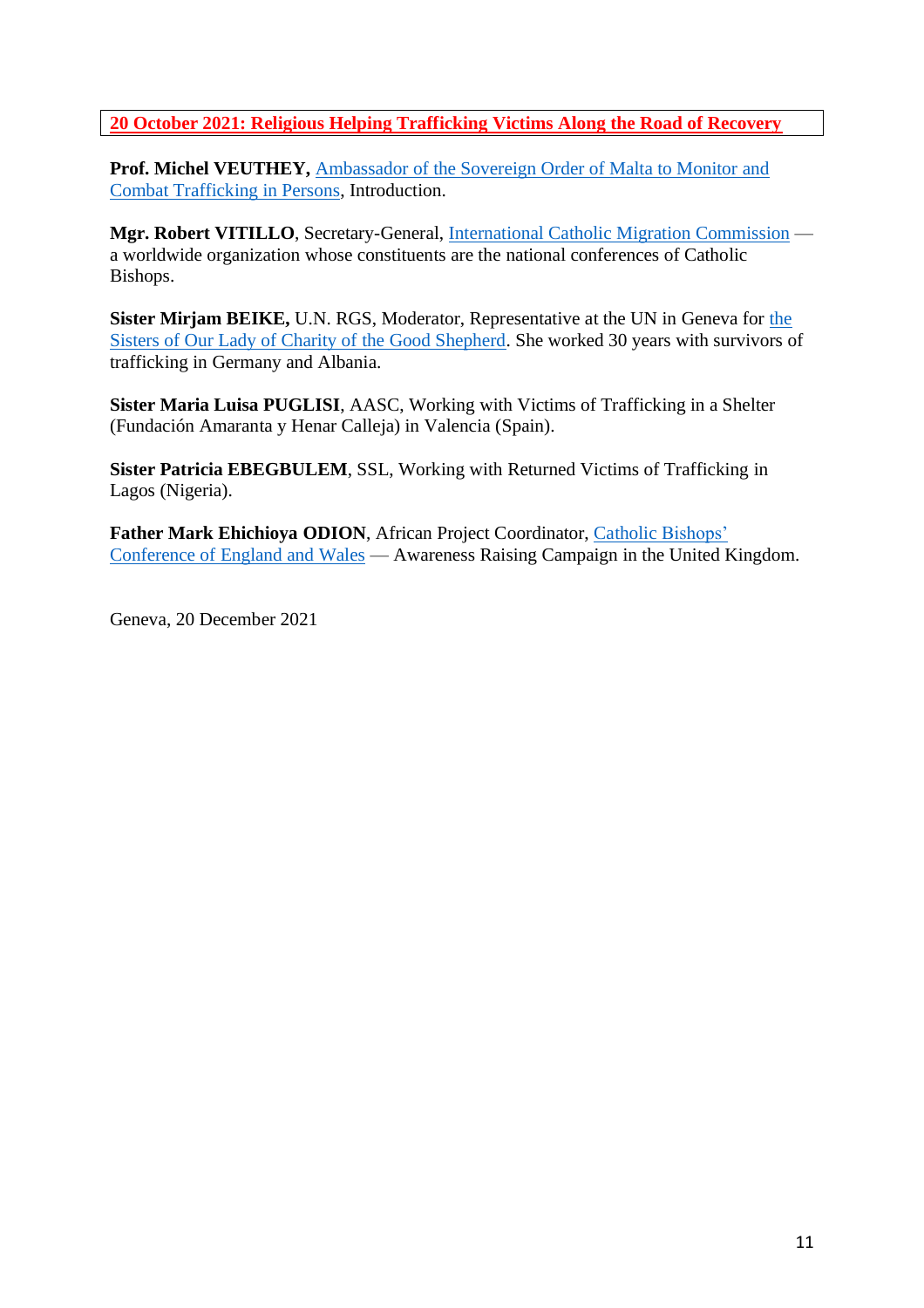**20 October 2021: Religious Helping Trafficking Victims Along the Road of Recovery**

**Prof. Michel VEUTHEY,** Ambassador of the Sovereign Order of Malta to Monitor and Combat Trafficking in Persons, Introduction.

**Mgr. Robert VITILLO**, Secretary-General, International Catholic Migration Commission — a worldwide organization whose constituents are the national conferences of Catholic Bishops.

**Sister Mirjam BEIKE,** U.N. RGS, Moderator, Representative at the UN in Geneva for the Sisters of Our Lady of Charity of the Good Shepherd. She worked 30 years with survivors of trafficking in Germany and Albania.

**Sister Maria Luisa PUGLISI**, AASC, Working with Victims of Trafficking in a Shelter (Fundación Amaranta y Henar Calleja) in Valencia (Spain).

**Sister Patricia EBEGBULEM**, SSL, Working with Returned Victims of Trafficking in Lagos (Nigeria).

**Father Mark Ehichioya ODION**, African Project Coordinator, Catholic Bishops' Conference of England and Wales — Awareness Raising Campaign in the United Kingdom.

Geneva, 20 December 2021